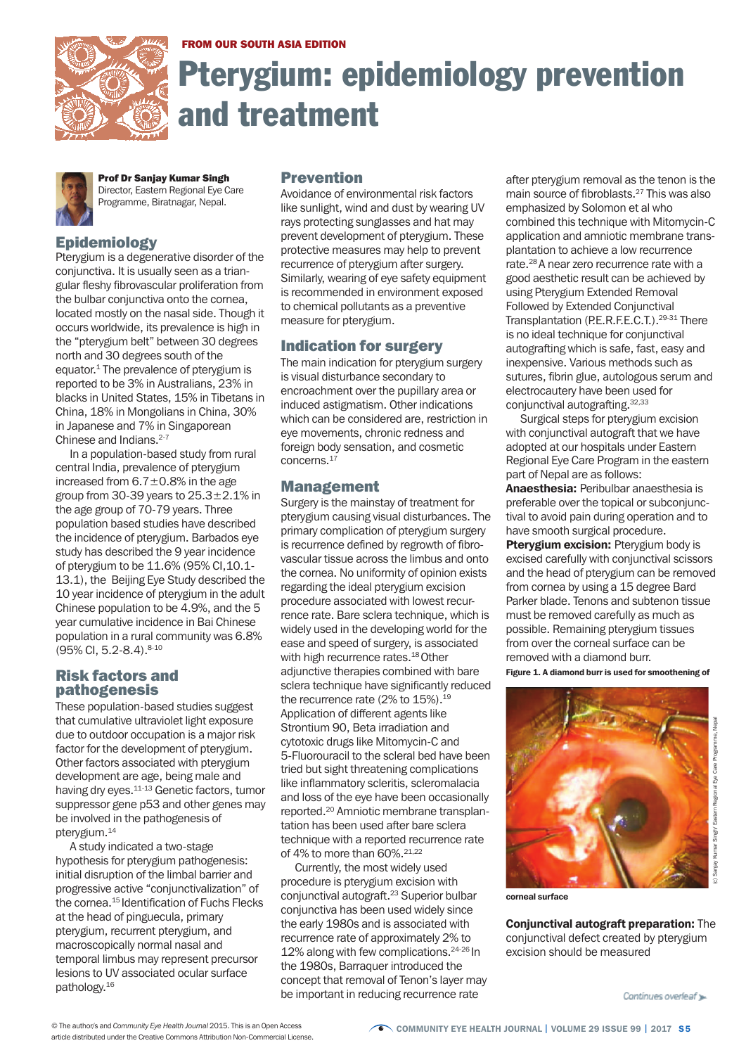FROM OUR SOUTH ASIA EDITION

# Pterygium: epidemiology prevention and treatment

**Prof Dr Sanjay Kumar Singh**
Director, Eastern Regional Eye Care Programme, Biratnagar, Nepal.

## Epidemiology

Pterygium is a degenerative disorder of the conjunctiva. It is usually seen as a triangular fleshy fibrovascular proliferation from the bulbar conjunctiva onto the cornea, located mostly on the nasal side. Though it occurs worldwide, its prevalence is high in the "pterygium belt" between 30 degrees north and 30 degrees south of the equator.[1] The prevalence of pterygium is reported to be 3% in Australians, 23% in blacks in United States, 15% in Tibetans in China, 18% in Mongolians in China, 30% in Japanese and 7% in Singaporean Chinese and Indians.[2-7]

In a population-based study from rural central India, prevalence of pterygium increased from 6.7±0.8% in the age group from 30-39 years to 25.3±2.1% in the age group of 70-79 years. Three population based studies have described the incidence of pterygium. Barbados eye study has described the 9 year incidence of pterygium to be 11.6% (95% CI,10.1-13.1), the Beijing Eye Study described the 10 year incidence of pterygium in the adult Chinese population to be 4.9%, and the 5 year cumulative incidence in Bai Chinese population in a rural community was 6.8% (95% CI, 5.2-8.4).[8-10]

## Risk factors and pathogenesis

These population-based studies suggest that cumulative ultraviolet light exposure due to outdoor occupation is a major risk factor for the development of pterygium. Other factors associated with pterygium development are age, being male and having dry eyes.[11-13] Genetic factors, tumor suppressor gene p53 and other genes may be involved in the pathogenesis of pterygium.[14]

A study indicated a two-stage hypothesis for pterygium pathogenesis: initial disruption of the limbal barrier and progressive active "conjunctivalization" of the cornea.[15] Identification of Fuchs Flecks at the head of pinguecula, primary pterygium, recurrent pterygium, and macroscopically normal nasal and temporal limbus may represent precursor lesions to UV associated ocular surface pathology.[16]

## Prevention

Avoidance of environmental risk factors like sunlight, wind and dust by wearing UV rays protecting sunglasses and hat may prevent development of pterygium. These protective measures may help to prevent recurrence of pterygium after surgery. Similarly, wearing of eye safety equipment is recommended in environment exposed to chemical pollutants as a preventive measure for pterygium.

## Indication for surgery

The main indication for pterygium surgery is visual disturbance secondary to encroachment over the pupillary area or induced astigmatism. Other indications which can be considered are, restriction in eye movements, chronic redness and foreign body sensation, and cosmetic concerns.[17]

## Management

Surgery is the mainstay of treatment for pterygium causing visual disturbances. The primary complication of pterygium surgery is recurrence defined by regrowth of fibrovascular tissue across the limbus and onto the cornea. No uniformity of opinion exists regarding the ideal pterygium excision procedure associated with lowest recurrence rate. Bare sclera technique, which is widely used in the developing world for the ease and speed of surgery, is associated with high recurrence rates.[18] Other adjunctive therapies combined with bare sclera technique have significantly reduced the recurrence rate (2% to 15%).[19] Application of different agents like Strontium 90, Beta irradiation and cytotoxic drugs like Mitomycin-C and 5-Fluorouracil to the scleral bed have been tried but sight threatening complications like inflammatory scleritis, scleromalacia and loss of the eye have been occasionally reported.[20] Amniotic membrane transplantation has been used after bare sclera technique with a reported recurrence rate of 4% to more than 60%.[21,22]

Currently, the most widely used procedure is pterygium excision with conjunctival autograft.[23] Superior bulbar conjunctiva has been used widely since the early 1980s and is associated with recurrence rate of approximately 2% to 12% along with few complications.[24-26] In the 1980s, Barraquer introduced the concept that removal of Tenon's layer may be important in reducing recurrence rate after pterygium removal as the tenon is the main source of fibroblasts.[27] This was also emphasized by Solomon et al who combined this technique with Mitomycin-C application and amniotic membrane transplantation to achieve a low recurrence rate.[28] A near zero recurrence rate with a good aesthetic result can be achieved by using Pterygium Extended Removal Followed by Extended Conjunctival Transplantation (P.E.R.F.E.C.T.).[29-31] There is no ideal technique for conjunctival autografting which is safe, fast, easy and inexpensive. Various methods such as sutures, fibrin glue, autologous serum and electrocautery have been used for conjunctival autografting.[32,33]

Surgical steps for pterygium excision with conjunctival autograft that we have adopted at our hospitals under Eastern Regional Eye Care Program in the eastern part of Nepal are as follows:

**Anaesthesia:** Peribulbar anaesthesia is preferable over the topical or subconjunctival to avoid pain during operation and to have smooth surgical procedure.

**Pterygium excision:** Pterygium body is excised carefully with conjunctival scissors and the head of pterygium can be removed from cornea by using a 15 degree Bard Parker blade. Tenons and subtenon tissue must be removed carefully as much as possible. Remaining pterygium tissues from over the corneal surface can be removed with a diamond burr.

**Figure 1. A diamond burr is used for smoothening of corneal surface**

(c) Sanjay Kumar Singh/ Eastern Regional Eye Care Programme, Nepal

**Conjunctival autograft preparation:** The conjunctival defect created by pterygium excision should be measured

Continues overleaf ➤

© The author/s and *Community Eye Health Journal* 2015. This is an Open Access article distributed under the Creative Commons Attribution Non-Commercial License.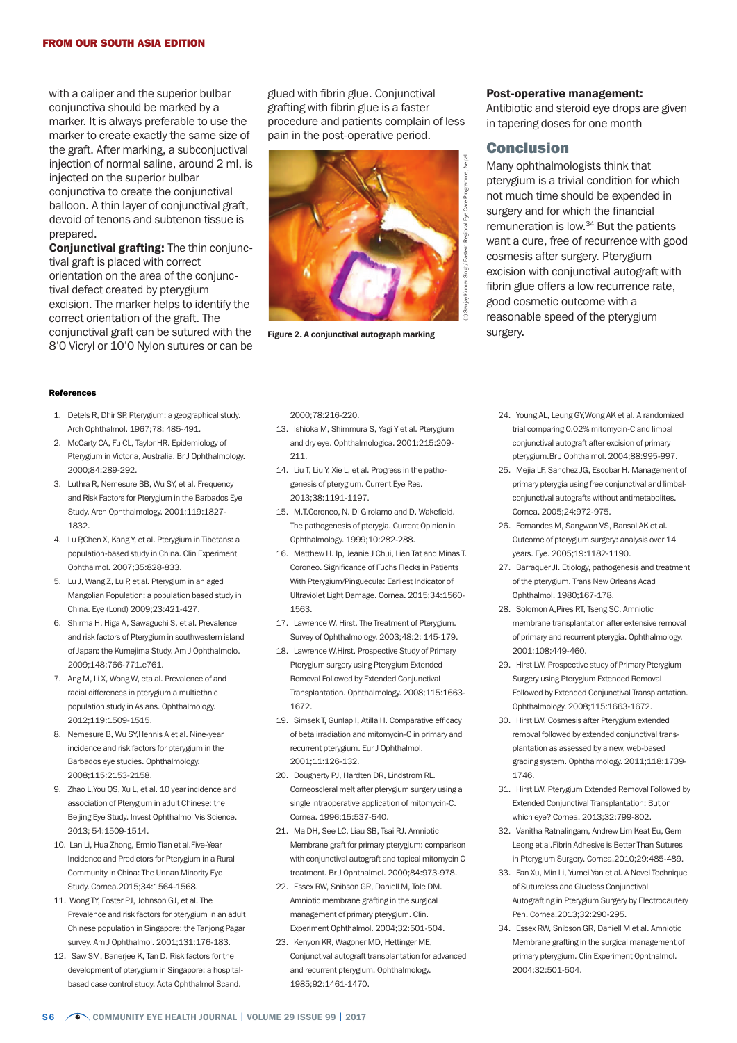with a caliper and the superior bulbar conjunctiva should be marked by a marker. It is always preferable to use the marker to create exactly the same size of the graft. After marking, a subconjuctival injection of normal saline, around 2 ml, is injected on the superior bulbar conjunctiva to create the conjunctival balloon. A thin layer of conjunctival graft, devoid of tenons and subtenon tissue is prepared.

**Conjunctival grafting:** The thin conjunctival graft is placed with correct orientation on the area of the conjunctival defect created by pterygium excision. The marker helps to identify the correct orientation of the graft. The conjunctival graft can be sutured with the 8'0 Vicryl or 10'0 Nylon sutures or can be glued with fibrin glue. Conjunctival grafting with fibrin glue is a faster procedure and patients complain of less pain in the post-operative period.

(c) Sanjay Kumar Singh/Eastern Regional Eye Care Programme, Nepal

**Figure 2. A conjunctival autograph marking**

**Post-operative management:** Antibiotic and steroid eye drops are given in tapering doses for one month

## Conclusion

Many ophthalmologists think that pterygium is a trivial condition for which not much time should be expended in surgery and for which the financial remuneration is low.[34] But the patients want a cure, free of recurrence with good cosmesis after surgery. Pterygium excision with conjunctival autograft with fibrin glue offers a low recurrence rate, good cosmetic outcome with a reasonable speed of the pterygium surgery.

#### References

1. Detels R, Dhir SP, Pterygium: a geographical study. Arch Ophthalmol. 1967;78: 485-491.
2. McCarty CA, Fu CL, Taylor HR. Epidemiology of Pterygium in Victoria, Australia. Br J Ophthalmology. 2000;84:289-292.
3. Luthra R, Nemesure BB, Wu SY, et al. Frequency and Risk Factors for Pterygium in the Barbados Eye Study. Arch Ophthalmology. 2001;119:1827-1832.
4. Lu P,Chen X, Kang Y, et al. Pterygium in Tibetans: a population-based study in China. Clin Experiment Ophthalmol. 2007;35:828-833.
5. Lu J, Wang Z, Lu P, et al. Pterygium in an aged Mangolian Population: a population based study in China. Eye (Lond) 2009;23:421-427.
6. Shirma H, Higa A, Sawaguchi S, et al. Prevalence and risk factors of Pterygium in southwestern island of Japan: the Kumejima Study. Am J Ophthalmolo. 2009;148:766-771.e761.
7. Ang M, Li X, Wong W, eta al. Prevalence of and racial differences in pterygium a multiethnic population study in Asians. Ophthalmology. 2012;119:1509-1515.
8. Nemesure B, Wu SY,Hennis A et al. Nine-year incidence and risk factors for pterygium in the Barbados eye studies. Ophthalmology. 2008;115:2153-2158.
9. Zhao L,You QS, Xu L, et al. 10 year incidence and association of Pterygium in adult Chinese: the Beijing Eye Study. Invest Ophthalmol Vis Science. 2013; 54:1509-1514.
10. Lan Li, Hua Zhong, Ermio Tian et al.Five-Year Incidence and Predictors for Pterygium in a Rural Community in China: The Unnan Minority Eye Study. Cornea.2015;34:1564-1568.
11. Wong TY, Foster PJ, Johnson GJ, et al. The Prevalence and risk factors for pterygium in an adult Chinese population in Singapore: the Tanjong Pagar survey. Am J Ophthalmol. 2001;131:176-183.
12. Saw SM, Banerjee K, Tan D. Risk factors for the development of pterygium in Singapore: a hospital-based case control study. Acta Ophthalmol Scand. 2000;78:216-220.
13. Ishioka M, Shimmura S, Yagi Y et al. Pterygium and dry eye. Ophthalmologica. 2001:215:209-211.
14. Liu T, Liu Y, Xie L, et al. Progress in the pathogenesis of pterygium. Current Eye Res. 2013;38:1191-1197.
15. M.T.Coroneo, N. Di Girolamo and D. Wakefield. The pathogenesis of pterygia. Current Opinion in Ophthalmology. 1999;10:282-288.
16. Matthew H. Ip, Jeanie J Chui, Lien Tat and Minas T. Coroneo. Significance of Fuchs Flecks in Patients With Pterygium/Pinguecula: Earliest Indicator of Ultraviolet Light Damage. Cornea. 2015;34:1560-1563.
17. Lawrence W. Hirst. The Treatment of Pterygium. Survey of Ophthalmology. 2003;48:2: 145-179.
18. Lawrence W.Hirst. Prospective Study of Primary Pterygium surgery using Pterygium Extended Removal Followed by Extended Conjunctival Transplantation. Ophthalmology. 2008;115:1663-1672.
19. Simsek T, Gunlap I, Atilla H. Comparative efficacy of beta irradiation and mitomycin-C in primary and recurrent pterygium. Eur J Ophthalmol. 2001;11:126-132.
20. Dougherty PJ, Hardten DR, Lindstrom RL. Corneoscleral melt after pterygium surgery using a single intraoperative application of mitomycin-C. Cornea. 1996;15:537-540.
21. Ma DH, See LC, Liau SB, Tsai RJ. Amniotic Membrane graft for primary pterygium: comparison with conjunctival autograft and topical mitomycin C treatment. Br J Ophthalmol. 2000;84:973-978.
22. Essex RW, Snibson GR, Daniell M, Tole DM. Amniotic membrane grafting in the surgical management of primary pterygium. Clin. Experiment Ophthalmol. 2004;32:501-504.
23. Kenyon KR, Wagoner MD, Hettinger ME, Conjunctival autograft transplantation for advanced and recurrent pterygium. Ophthalmology. 1985;92:1461-1470.
24. Young AL, Leung GY,Wong AK et al. A randomized trial comparing 0.02% mitomycin-C and limbal conjunctival autograft after excision of primary pterygium.Br J Ophthalmol. 2004;88:995-997.
25. Mejia LF, Sanchez JG, Escobar H. Management of primary pterygia using free conjunctival and limbal-conjunctival autografts without antimetabolites. Cornea. 2005;24:972-975.
26. Fernandes M, Sangwan VS, Bansal AK et al. Outcome of pterygium surgery: analysis over 14 years. Eye. 2005;19:1182-1190.
27. Barraquer JI. Etiology, pathogenesis and treatment of the pterygium. Trans New Orleans Acad Ophthalmol. 1980;167-178.
28. Solomon A,Pires RT, Tseng SC. Amniotic membrane transplantation after extensive removal of primary and recurrent pterygia. Ophthalmology. 2001;108:449-460.
29. Hirst LW. Prospective study of Primary Pterygium Surgery using Pterygium Extended Removal Followed by Extended Conjunctival Transplantation. Ophthalmology. 2008;115:1663-1672.
30. Hirst LW. Cosmesis after Pterygium extended removal followed by extended conjunctival transplantation as assessed by a new, web-based grading system. Ophthalmology. 2011;118:1739-1746.
31. Hirst LW. Pterygium Extended Removal Followed by Extended Conjunctival Transplantation: But on which eye? Cornea. 2013;32:799-802.
32. Vanitha Ratnalingam, Andrew Lim Keat Eu, Gem Leong et al.Fibrin Adhesive is Better Than Sutures in Pterygium Surgery. Cornea.2010;29:485-489.
33. Fan Xu, Min Li, Yumei Yan et al. A Novel Technique of Sutureless and Glueless Conjunctival Autografting in Pterygium Surgery by Electrocautery Pen. Cornea.2013;32:290-295.
34. Essex RW, Snibson GR, Daniell M et al. Amniotic Membrane grafting in the surgical management of primary pterygium. Clin Experiment Ophthalmol. 2004;32:501-504.